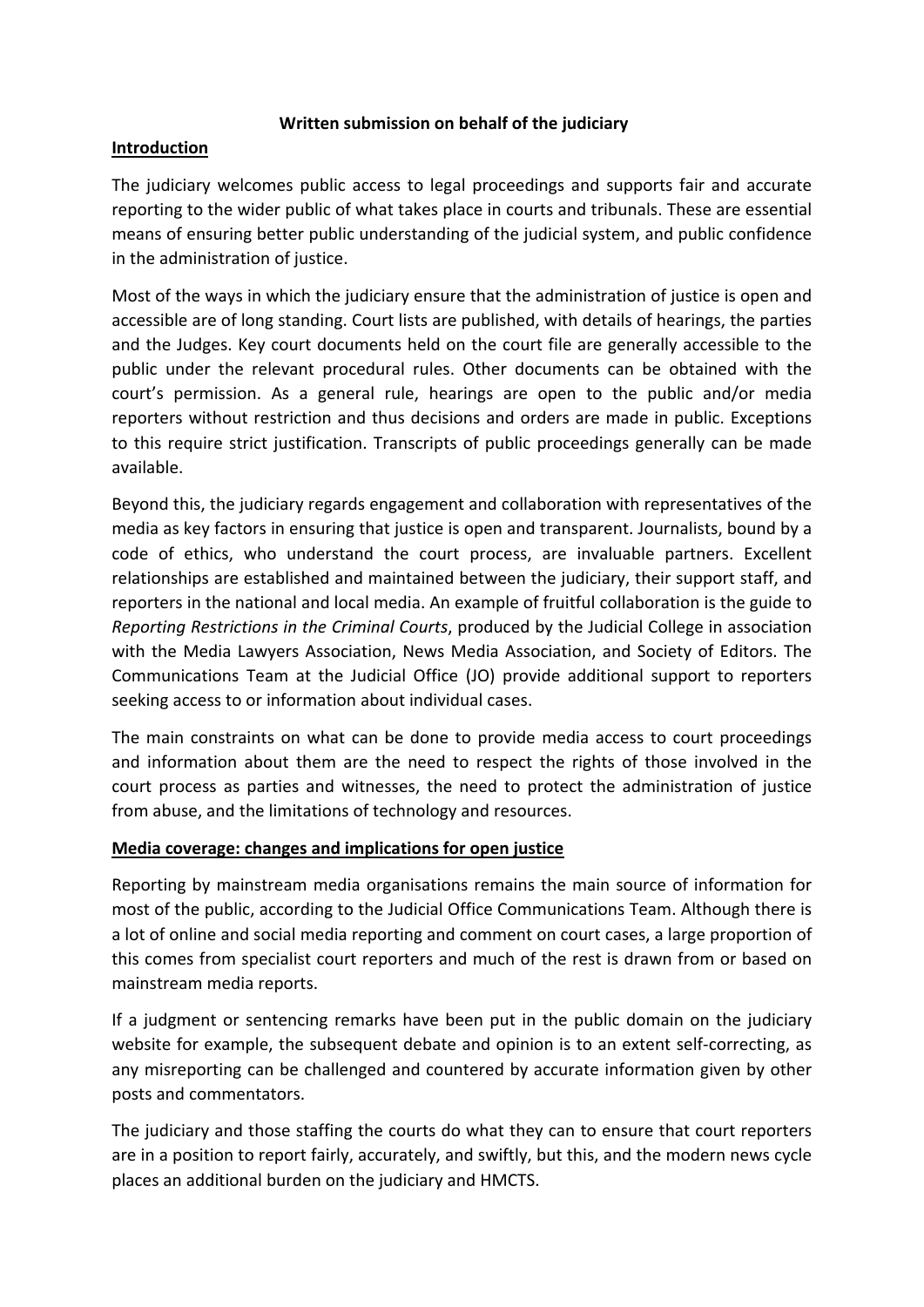**Written submission on behalf of the judiciary**

## Introduction

The judiciary welcomes public access to legal proceedings and supports fair and accurate reporting to the wider public of what takes place in courts and tribunals. These are essential means of ensuring better public understanding of the judicial system, and public confidence in the administration of justice.

Most of the ways in which the judiciary ensure that the administration of justice is open and accessible are of long standing. Court lists are published, with details of hearings, the parties and the Judges. Key court documents held on the court file are generally accessible to the public under the relevant procedural rules. Other documents can be obtained with the court's permission. As a general rule, hearings are open to the public and/or media reporters without restriction and thus decisions and orders are made in public. Exceptions to this require strict justification. Transcripts of public proceedings generally can be made available.

Beyond this, the judiciary regards engagement and collaboration with representatives of the media as key factors in ensuring that justice is open and transparent. Journalists, bound by a code of ethics, who understand the court process, are invaluable partners. Excellent relationships are established and maintained between the judiciary, their support staff, and reporters in the national and local media. An example of fruitful collaboration is the guide to *Reporting Restrictions in the Criminal Courts*, produced by the Judicial College in association with the Media Lawyers Association, News Media Association, and Society of Editors. The Communications Team at the Judicial Office (JO) provide additional support to reporters seeking access to or information about individual cases.

The main constraints on what can be done to provide media access to court proceedings and information about them are the need to respect the rights of those involved in the court process as parties and witnesses, the need to protect the administration of justice from abuse, and the limitations of technology and resources.

## Media coverage: changes and implications for open justice

Reporting by mainstream media organisations remains the main source of information for most of the public, according to the Judicial Office Communications Team. Although there is a lot of online and social media reporting and comment on court cases, a large proportion of this comes from specialist court reporters and much of the rest is drawn from or based on mainstream media reports.

If a judgment or sentencing remarks have been put in the public domain on the judiciary website for example, the subsequent debate and opinion is to an extent self-correcting, as any misreporting can be challenged and countered by accurate information given by other posts and commentators.

The judiciary and those staffing the courts do what they can to ensure that court reporters are in a position to report fairly, accurately, and swiftly, but this, and the modern news cycle places an additional burden on the judiciary and HMCTS.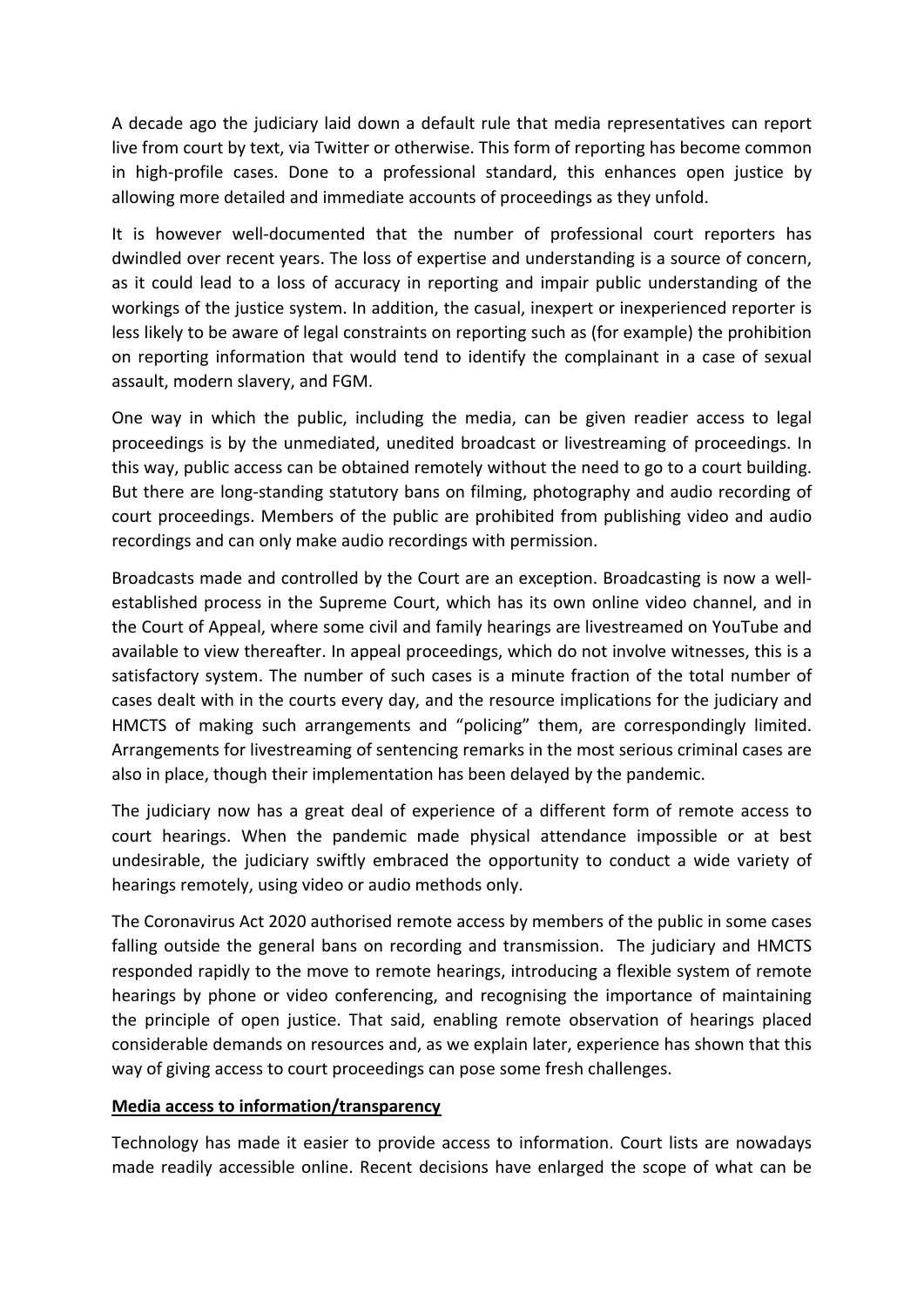A decade ago the judiciary laid down a default rule that media representatives can report live from court by text, via Twitter or otherwise. This form of reporting has become common in high-profile cases. Done to a professional standard, this enhances open justice by allowing more detailed and immediate accounts of proceedings as they unfold.

It is however well-documented that the number of professional court reporters has dwindled over recent years. The loss of expertise and understanding is a source of concern, as it could lead to a loss of accuracy in reporting and impair public understanding of the workings of the justice system. In addition, the casual, inexpert or inexperienced reporter is less likely to be aware of legal constraints on reporting such as (for example) the prohibition on reporting information that would tend to identify the complainant in a case of sexual assault, modern slavery, and FGM.

One way in which the public, including the media, can be given readier access to legal proceedings is by the unmediated, unedited broadcast or livestreaming of proceedings. In this way, public access can be obtained remotely without the need to go to a court building. But there are long-standing statutory bans on filming, photography and audio recording of court proceedings. Members of the public are prohibited from publishing video and audio recordings and can only make audio recordings with permission.

Broadcasts made and controlled by the Court are an exception. Broadcasting is now a well-established process in the Supreme Court, which has its own online video channel, and in the Court of Appeal, where some civil and family hearings are livestreamed on YouTube and available to view thereafter. In appeal proceedings, which do not involve witnesses, this is a satisfactory system. The number of such cases is a minute fraction of the total number of cases dealt with in the courts every day, and the resource implications for the judiciary and HMCTS of making such arrangements and "policing" them, are correspondingly limited. Arrangements for livestreaming of sentencing remarks in the most serious criminal cases are also in place, though their implementation has been delayed by the pandemic.

The judiciary now has a great deal of experience of a different form of remote access to court hearings. When the pandemic made physical attendance impossible or at best undesirable, the judiciary swiftly embraced the opportunity to conduct a wide variety of hearings remotely, using video or audio methods only.

The Coronavirus Act 2020 authorised remote access by members of the public in some cases falling outside the general bans on recording and transmission. The judiciary and HMCTS responded rapidly to the move to remote hearings, introducing a flexible system of remote hearings by phone or video conferencing, and recognising the importance of maintaining the principle of open justice. That said, enabling remote observation of hearings placed considerable demands on resources and, as we explain later, experience has shown that this way of giving access to court proceedings can pose some fresh challenges.

**Media access to information/transparency**

Technology has made it easier to provide access to information. Court lists are nowadays made readily accessible online. Recent decisions have enlarged the scope of what can be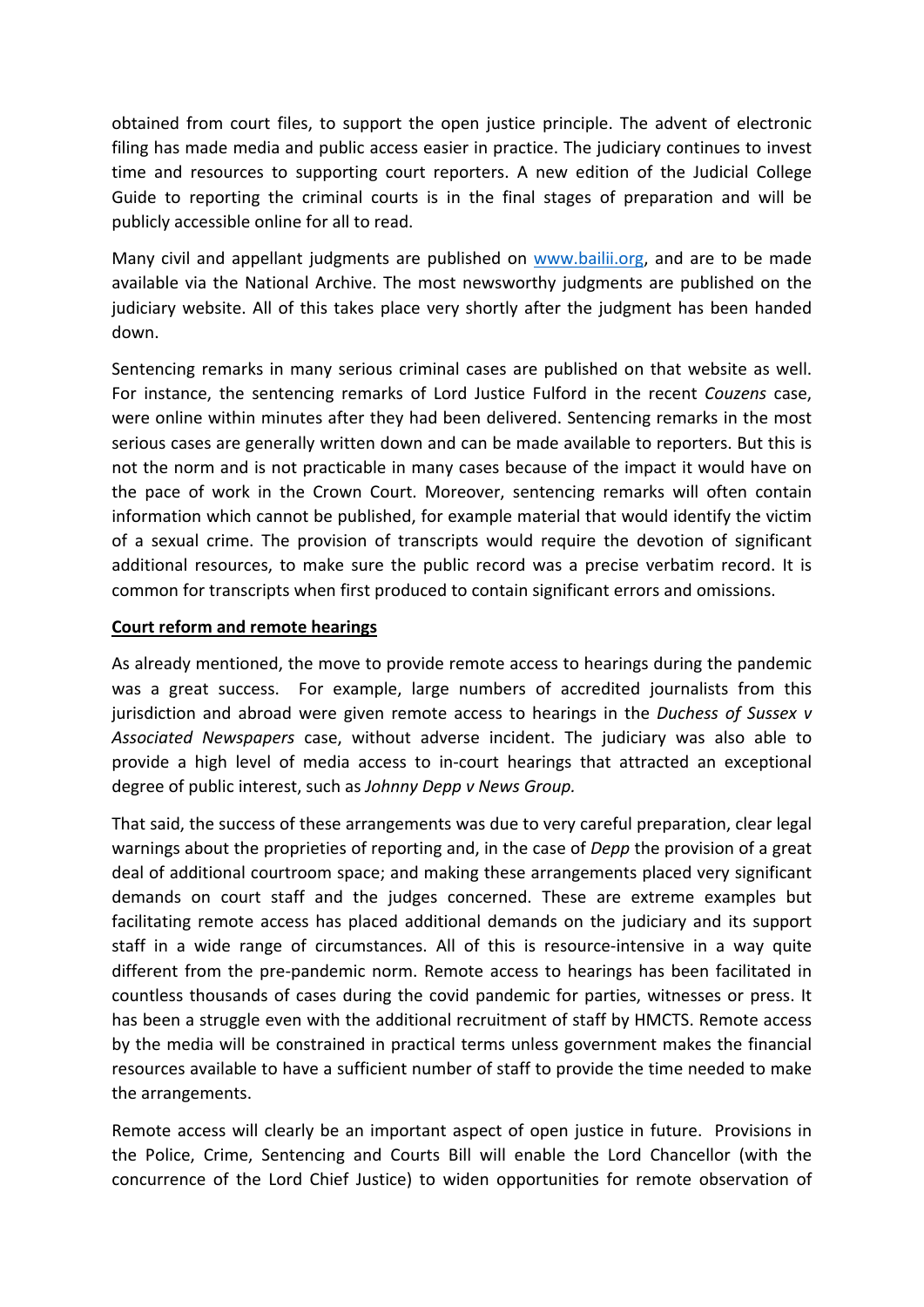obtained from court files, to support the open justice principle. The advent of electronic filing has made media and public access easier in practice. The judiciary continues to invest time and resources to supporting court reporters. A new edition of the Judicial College Guide to reporting the criminal courts is in the final stages of preparation and will be publicly accessible online for all to read.

Many civil and appellant judgments are published on [www.bailii.org](www.bailii.org), and are to be made available via the National Archive. The most newsworthy judgments are published on the judiciary website. All of this takes place very shortly after the judgment has been handed down.

Sentencing remarks in many serious criminal cases are published on that website as well. For instance, the sentencing remarks of Lord Justice Fulford in the recent *Couzens* case, were online within minutes after they had been delivered. Sentencing remarks in the most serious cases are generally written down and can be made available to reporters. But this is not the norm and is not practicable in many cases because of the impact it would have on the pace of work in the Crown Court. Moreover, sentencing remarks will often contain information which cannot be published, for example material that would identify the victim of a sexual crime. The provision of transcripts would require the devotion of significant additional resources, to make sure the public record was a precise verbatim record. It is common for transcripts when first produced to contain significant errors and omissions.

**Court reform and remote hearings**

As already mentioned, the move to provide remote access to hearings during the pandemic was a great success. For example, large numbers of accredited journalists from this jurisdiction and abroad were given remote access to hearings in the *Duchess of Sussex v Associated Newspapers* case, without adverse incident. The judiciary was also able to provide a high level of media access to in-court hearings that attracted an exceptional degree of public interest, such as *Johnny Depp v News Group.*

That said, the success of these arrangements was due to very careful preparation, clear legal warnings about the proprieties of reporting and, in the case of *Depp* the provision of a great deal of additional courtroom space; and making these arrangements placed very significant demands on court staff and the judges concerned. These are extreme examples but facilitating remote access has placed additional demands on the judiciary and its support staff in a wide range of circumstances. All of this is resource-intensive in a way quite different from the pre-pandemic norm. Remote access to hearings has been facilitated in countless thousands of cases during the covid pandemic for parties, witnesses or press. It has been a struggle even with the additional recruitment of staff by HMCTS. Remote access by the media will be constrained in practical terms unless government makes the financial resources available to have a sufficient number of staff to provide the time needed to make the arrangements.

Remote access will clearly be an important aspect of open justice in future. Provisions in the Police, Crime, Sentencing and Courts Bill will enable the Lord Chancellor (with the concurrence of the Lord Chief Justice) to widen opportunities for remote observation of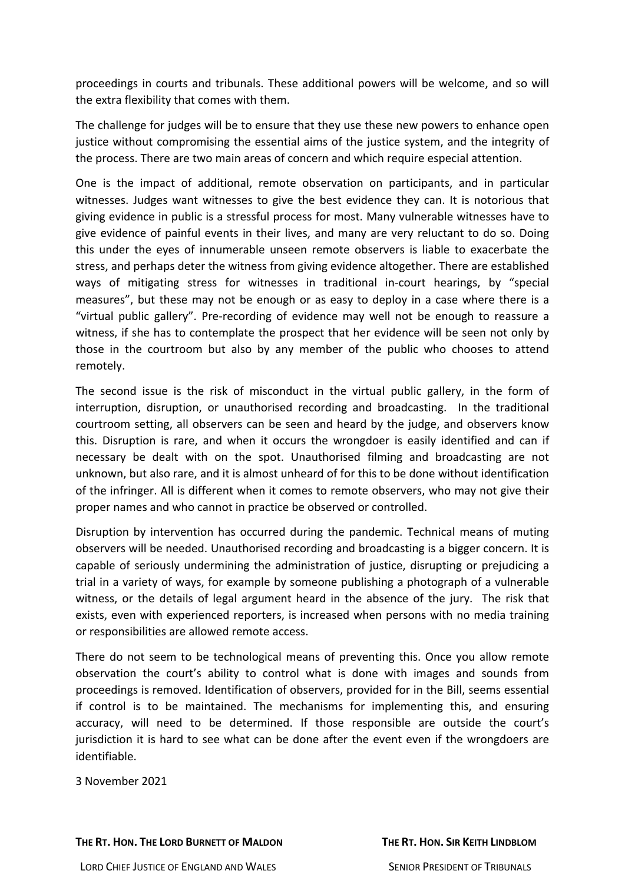proceedings in courts and tribunals. These additional powers will be welcome, and so will the extra flexibility that comes with them.

The challenge for judges will be to ensure that they use these new powers to enhance open justice without compromising the essential aims of the justice system, and the integrity of the process. There are two main areas of concern and which require especial attention.

One is the impact of additional, remote observation on participants, and in particular witnesses. Judges want witnesses to give the best evidence they can. It is notorious that giving evidence in public is a stressful process for most. Many vulnerable witnesses have to give evidence of painful events in their lives, and many are very reluctant to do so. Doing this under the eyes of innumerable unseen remote observers is liable to exacerbate the stress, and perhaps deter the witness from giving evidence altogether. There are established ways of mitigating stress for witnesses in traditional in-court hearings, by "special measures", but these may not be enough or as easy to deploy in a case where there is a "virtual public gallery". Pre-recording of evidence may well not be enough to reassure a witness, if she has to contemplate the prospect that her evidence will be seen not only by those in the courtroom but also by any member of the public who chooses to attend remotely.

The second issue is the risk of misconduct in the virtual public gallery, in the form of interruption, disruption, or unauthorised recording and broadcasting. In the traditional courtroom setting, all observers can be seen and heard by the judge, and observers know this. Disruption is rare, and when it occurs the wrongdoer is easily identified and can if necessary be dealt with on the spot. Unauthorised filming and broadcasting are not unknown, but also rare, and it is almost unheard of for this to be done without identification of the infringer. All is different when it comes to remote observers, who may not give their proper names and who cannot in practice be observed or controlled.

Disruption by intervention has occurred during the pandemic. Technical means of muting observers will be needed. Unauthorised recording and broadcasting is a bigger concern. It is capable of seriously undermining the administration of justice, disrupting or prejudicing a trial in a variety of ways, for example by someone publishing a photograph of a vulnerable witness, or the details of legal argument heard in the absence of the jury. The risk that exists, even with experienced reporters, is increased when persons with no media training or responsibilities are allowed remote access.

There do not seem to be technological means of preventing this. Once you allow remote observation the court's ability to control what is done with images and sounds from proceedings is removed. Identification of observers, provided for in the Bill, seems essential if control is to be maintained. The mechanisms for implementing this, and ensuring accuracy, will need to be determined. If those responsible are outside the court's jurisdiction it is hard to see what can be done after the event even if the wrongdoers are identifiable.

3 November 2021

**THE RT. HON. THE LORD BURNETT OF MALDON**
LORD CHIEF JUSTICE OF ENGLAND AND WALES

**THE RT. HON. SIR KEITH LINDBLOM**
SENIOR PRESIDENT OF TRIBUNALS